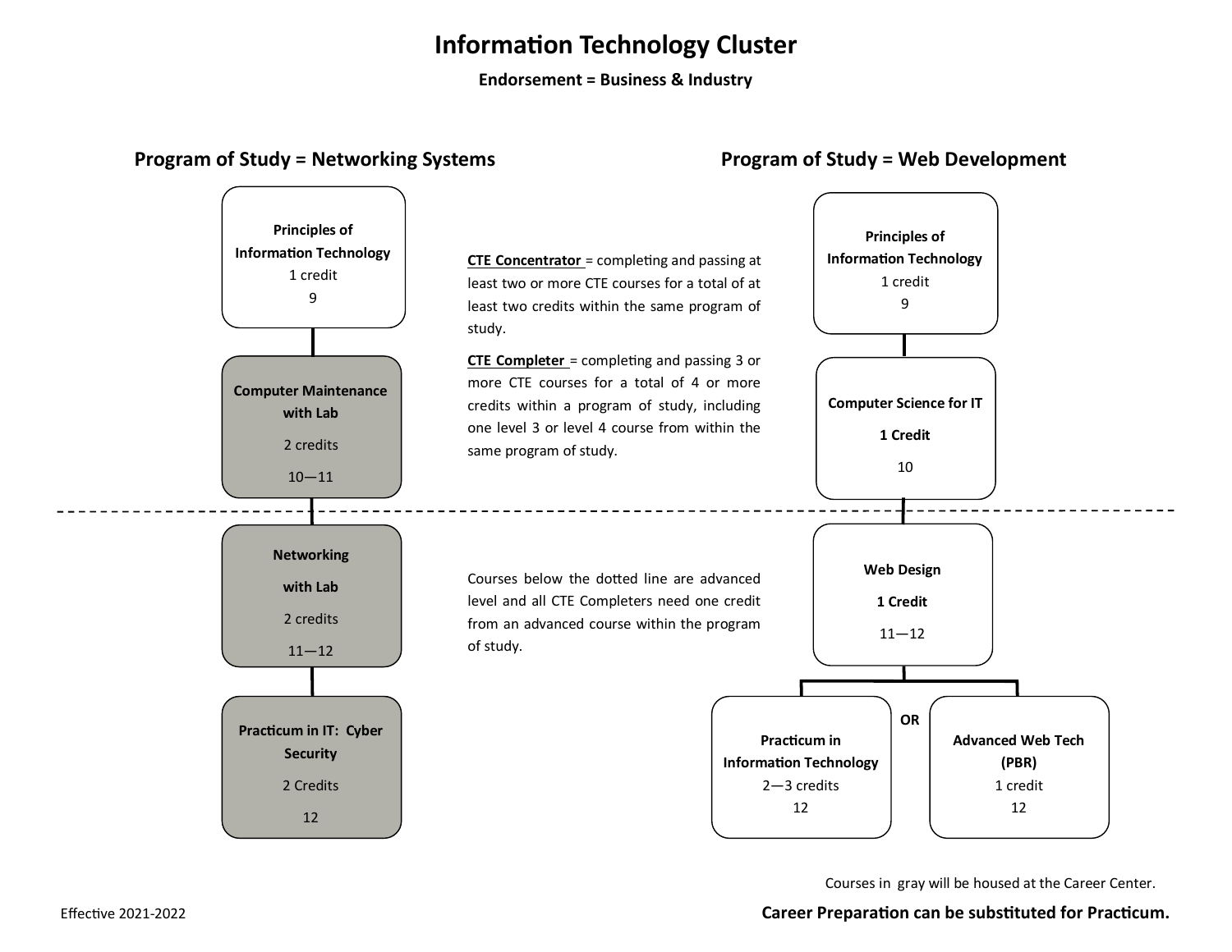# Information Technology Cluster

**Endorsement = Business & Industry**

## Program of Study = Networking Systems

**Principles of Information Technology**
1 credit
9

**Computer Maintenance with Lab**
2 credits
10—11

- - - - - - - - - - - - - - - - - - - -

**Networking with Lab**
2 credits
11—12

**Practicum in IT: Cyber Security**
2 Credits
12

## Program of Study = Web Development

**Principles of Information Technology**
1 credit
9

**Computer Science for IT**
**1 Credit**
10

- - - - - - - - - - - - - - - - - - - -

**Web Design**
**1 Credit**
11—12

**Practicum in Information Technology**
2—3 credits
12

**OR**

**Advanced Web Tech (PBR)**
1 credit
12

---

**CTE Concentrator** = completing and passing at least two or more CTE courses for a total of at least two credits within the same program of study.

**CTE Completer** = completing and passing 3 or more CTE courses for a total of 4 or more credits within a program of study, including one level 3 or level 4 course from within the same program of study.

Courses below the dotted line are advanced level and all CTE Completers need one credit from an advanced course within the program of study.

Courses in gray will be housed at the Career Center.

**Career Preparation can be substituted for Practicum.**

Effective 2021-2022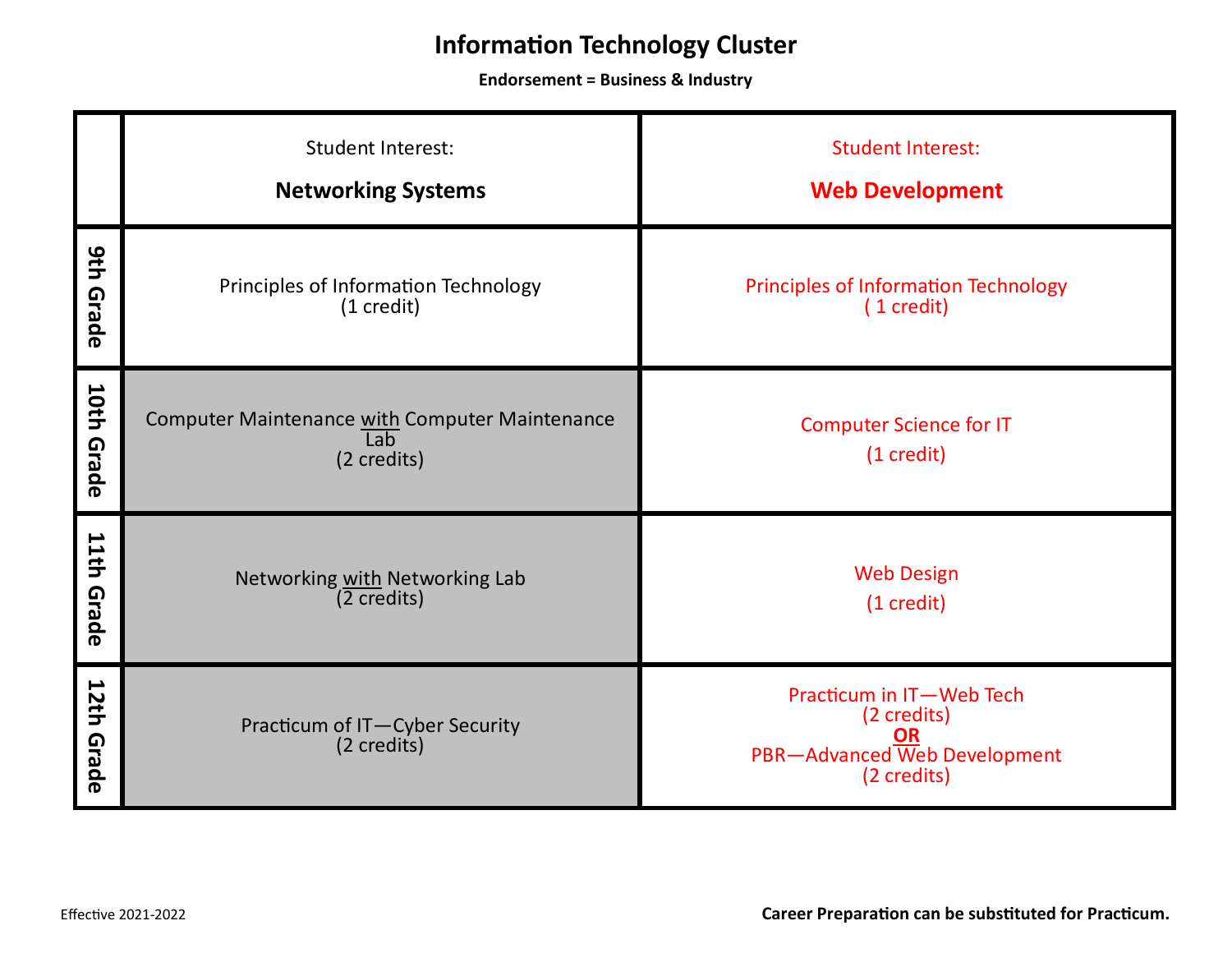# Information Technology Cluster

**Endorsement = Business & Industry**

| | Student Interest: **Networking Systems** | Student Interest: **Web Development** |
|---|---|---|
| **9th Grade** | Principles of Information Technology (1 credit) | Principles of Information Technology ( 1 credit) |
| **10th Grade** | Computer Maintenance with Computer Maintenance Lab (2 credits) | Computer Science for IT (1 credit) |
| **11th Grade** | Networking with Networking Lab (2 credits) | Web Design (1 credit) |
| **12th Grade** | Practicum of IT—Cyber Security (2 credits) | Practicum in IT—Web Tech (2 credits) **OR** PBR—Advanced Web Development (2 credits) |

Effective 2021-2022

**Career Preparation can be substituted for Practicum.**